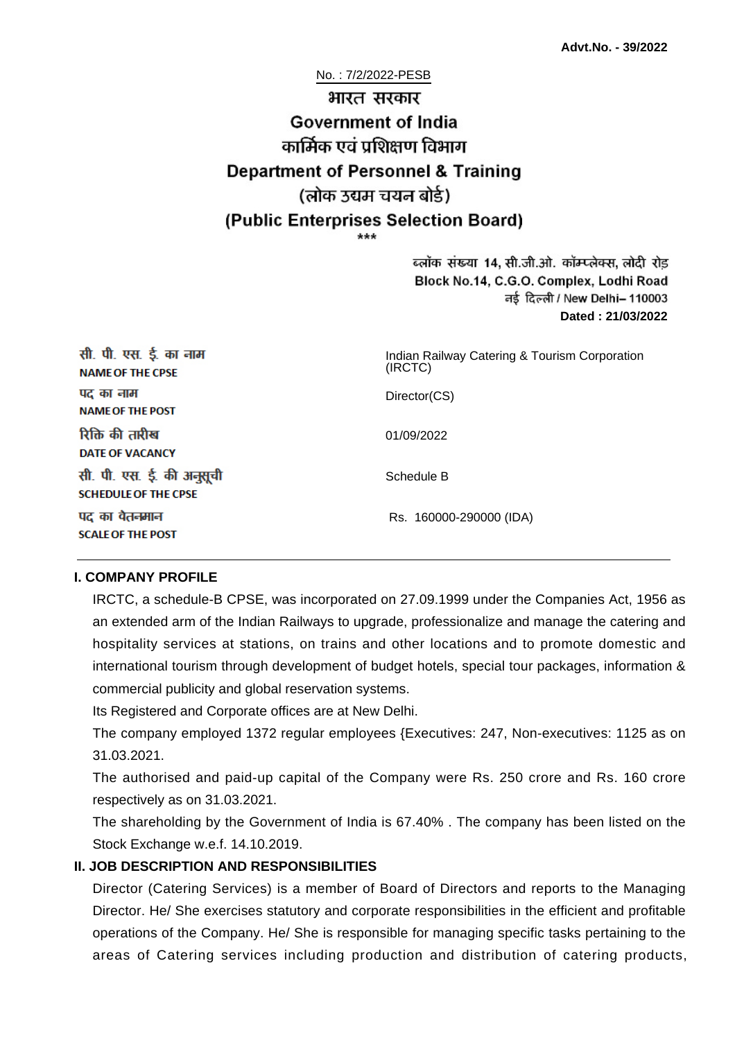**Advt.No. - 39/2022**

No. : 7/2/2022-PESB

# भारत सरकार
# Government of India
## कार्मिक एवं प्रशिक्षण विभाग
## Department of Personnel & Training
## (लोक उद्यम चयन बोर्ड)
## (Public Enterprises Selection Board)

\*\*\*

ब्लॉक संख्या 14, सी.जी.ओ. कॉम्प्लेक्स, लोदी रोड
Block No.14, C.G.O. Complex, Lodhi Road
नई दिल्ली / New Delhi– 110003
**Dated : 21/03/2022**

| | |
|---|---|
| सी. पी. एस. ई. का नाम<br>**NAME OF THE CPSE** | Indian Railway Catering & Tourism Corporation (IRCTC) |
| पद का नाम<br>**NAME OF THE POST** | Director(CS) |
| रिक्ति की तारीख<br>**DATE OF VACANCY** | 01/09/2022 |
| सी. पी. एस. ई. की अनुसूची<br>**SCHEDULE OF THE CPSE** | Schedule B |
| पद का वेतनमान<br>**SCALE OF THE POST** | Rs. 160000-290000 (IDA) |

### I. COMPANY PROFILE

IRCTC, a schedule-B CPSE, was incorporated on 27.09.1999 under the Companies Act, 1956 as an extended arm of the Indian Railways to upgrade, professionalize and manage the catering and hospitality services at stations, on trains and other locations and to promote domestic and international tourism through development of budget hotels, special tour packages, information & commercial publicity and global reservation systems.

Its Registered and Corporate offices are at New Delhi.

The company employed 1372 regular employees {Executives: 247, Non-executives: 1125 as on 31.03.2021.

The authorised and paid-up capital of the Company were Rs. 250 crore and Rs. 160 crore respectively as on 31.03.2021.

The shareholding by the Government of India is 67.40% . The company has been listed on the Stock Exchange w.e.f. 14.10.2019.

### II. JOB DESCRIPTION AND RESPONSIBILITIES

Director (Catering Services) is a member of Board of Directors and reports to the Managing Director. He/ She exercises statutory and corporate responsibilities in the efficient and profitable operations of the Company. He/ She is responsible for managing specific tasks pertaining to the areas of Catering services including production and distribution of catering products,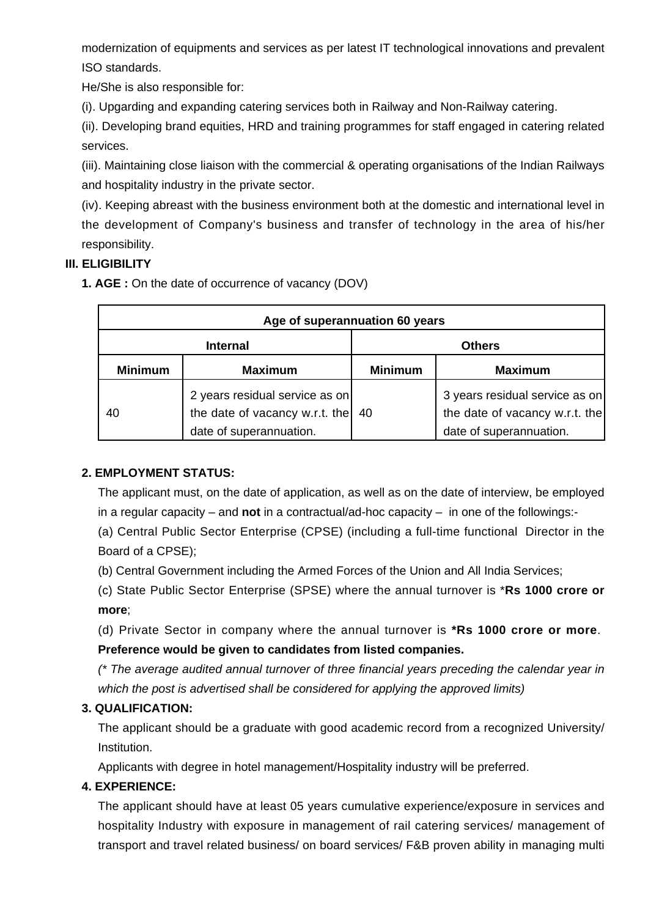modernization of equipments and services as per latest IT technological innovations and prevalent ISO standards.

He/She is also responsible for:

(i). Upgarding and expanding catering services both in Railway and Non-Railway catering.

(ii). Developing brand equities, HRD and training programmes for staff engaged in catering related services.

(iii). Maintaining close liaison with the commercial & operating organisations of the Indian Railways and hospitality industry in the private sector.

(iv). Keeping abreast with the business environment both at the domestic and international level in the development of Company's business and transfer of technology in the area of his/her responsibility.

### III. ELIGIBILITY

**1. AGE :** On the date of occurrence of vacancy (DOV)

| Age of superannuation 60 years | | | |
|---|---|---|---|
| **Internal** | | **Others** | |
| **Minimum** | **Maximum** | **Minimum** | **Maximum** |
| 40 | 2 years residual service as on the date of vacancy w.r.t. the date of superannuation. | 40 | 3 years residual service as on the date of vacancy w.r.t. the date of superannuation. |

**2. EMPLOYMENT STATUS:**

The applicant must, on the date of application, as well as on the date of interview, be employed in a regular capacity – and **not** in a contractual/ad-hoc capacity – in one of the followings:-

(a) Central Public Sector Enterprise (CPSE) (including a full-time functional Director in the Board of a CPSE);

(b) Central Government including the Armed Forces of the Union and All India Services;

(c) State Public Sector Enterprise (SPSE) where the annual turnover is ***Rs 1000 crore or more**;

(d) Private Sector in company where the annual turnover is ***Rs 1000 crore or more**. **Preference would be given to candidates from listed companies.**

*(* The average audited annual turnover of three financial years preceding the calendar year in which the post is advertised shall be considered for applying the approved limits)*

**3. QUALIFICATION:**

The applicant should be a graduate with good academic record from a recognized University/ Institution.

Applicants with degree in hotel management/Hospitality industry will be preferred.

**4. EXPERIENCE:**

The applicant should have at least 05 years cumulative experience/exposure in services and hospitality Industry with exposure in management of rail catering services/ management of transport and travel related business/ on board services/ F&B proven ability in managing multi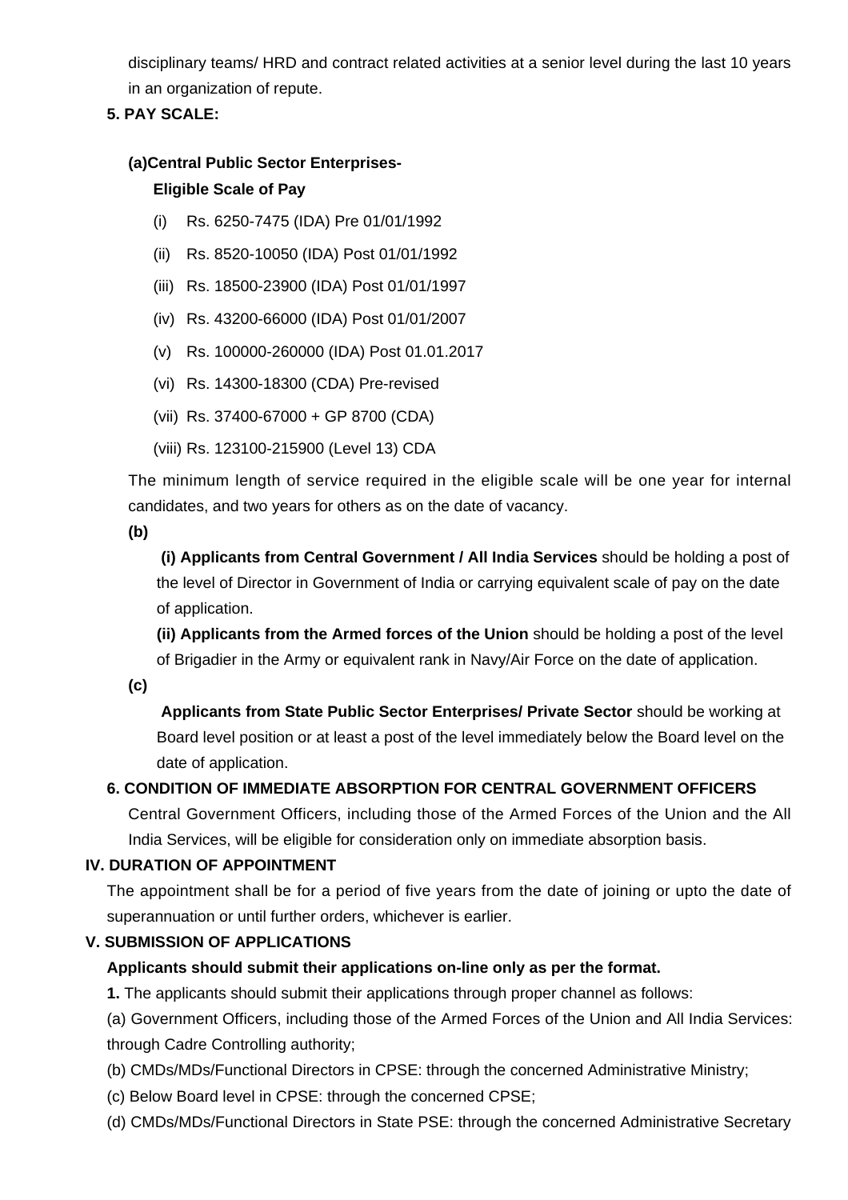disciplinary teams/ HRD and contract related activities at a senior level during the last 10 years in an organization of repute.

**5. PAY SCALE:**

**(a)Central Public Sector Enterprises-**

**Eligible Scale of Pay**

(i) Rs. 6250-7475 (IDA) Pre 01/01/1992

(ii) Rs. 8520-10050 (IDA) Post 01/01/1992

(iii) Rs. 18500-23900 (IDA) Post 01/01/1997

(iv) Rs. 43200-66000 (IDA) Post 01/01/2007

(v) Rs. 100000-260000 (IDA) Post 01.01.2017

(vi) Rs. 14300-18300 (CDA) Pre-revised

(vii) Rs. 37400-67000 + GP 8700 (CDA)

(viii) Rs. 123100-215900 (Level 13) CDA

The minimum length of service required in the eligible scale will be one year for internal candidates, and two years for others as on the date of vacancy.

**(b)**

**(i) Applicants from Central Government / All India Services** should be holding a post of the level of Director in Government of India or carrying equivalent scale of pay on the date of application.

**(ii) Applicants from the Armed forces of the Union** should be holding a post of the level of Brigadier in the Army or equivalent rank in Navy/Air Force on the date of application.

**(c)**

**Applicants from State Public Sector Enterprises/ Private Sector** should be working at Board level position or at least a post of the level immediately below the Board level on the date of application.

**6. CONDITION OF IMMEDIATE ABSORPTION FOR CENTRAL GOVERNMENT OFFICERS**

Central Government Officers, including those of the Armed Forces of the Union and the All India Services, will be eligible for consideration only on immediate absorption basis.

**IV. DURATION OF APPOINTMENT**

The appointment shall be for a period of five years from the date of joining or upto the date of superannuation or until further orders, whichever is earlier.

**V. SUBMISSION OF APPLICATIONS**

**Applicants should submit their applications on-line only as per the format.**

**1.** The applicants should submit their applications through proper channel as follows:

(a) Government Officers, including those of the Armed Forces of the Union and All India Services: through Cadre Controlling authority;

(b) CMDs/MDs/Functional Directors in CPSE: through the concerned Administrative Ministry;

(c) Below Board level in CPSE: through the concerned CPSE;

(d) CMDs/MDs/Functional Directors in State PSE: through the concerned Administrative Secretary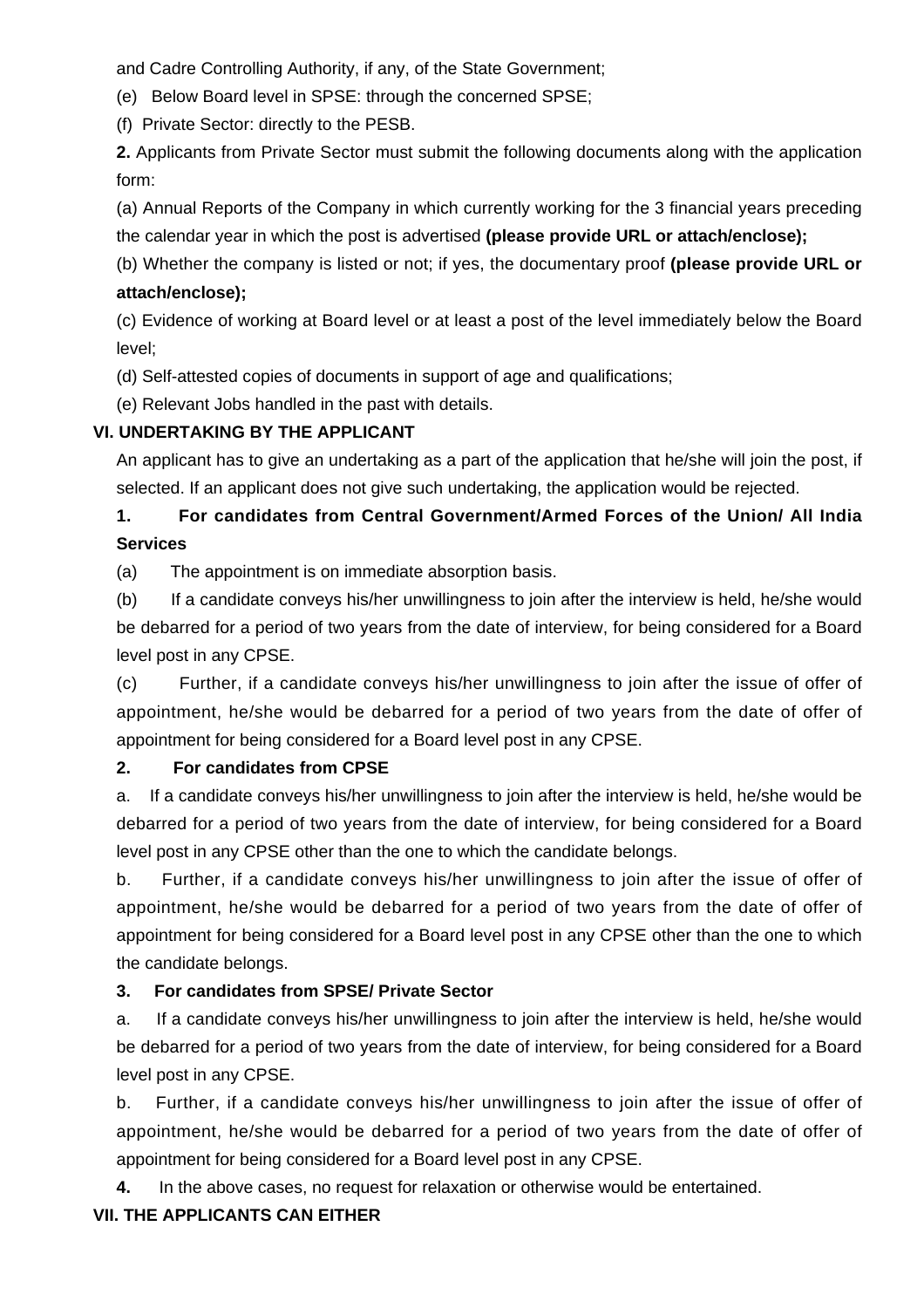and Cadre Controlling Authority, if any, of the State Government;

(e) Below Board level in SPSE: through the concerned SPSE;

(f) Private Sector: directly to the PESB.

**2.** Applicants from Private Sector must submit the following documents along with the application form:

(a) Annual Reports of the Company in which currently working for the 3 financial years preceding the calendar year in which the post is advertised **(please provide URL or attach/enclose);**

(b) Whether the company is listed or not; if yes, the documentary proof **(please provide URL or attach/enclose);**

(c) Evidence of working at Board level or at least a post of the level immediately below the Board level;

(d) Self-attested copies of documents in support of age and qualifications;

(e) Relevant Jobs handled in the past with details.

**VI. UNDERTAKING BY THE APPLICANT**

An applicant has to give an undertaking as a part of the application that he/she will join the post, if selected. If an applicant does not give such undertaking, the application would be rejected.

**1. For candidates from Central Government/Armed Forces of the Union/ All India Services**

(a) The appointment is on immediate absorption basis.

(b) If a candidate conveys his/her unwillingness to join after the interview is held, he/she would be debarred for a period of two years from the date of interview, for being considered for a Board level post in any CPSE.

(c) Further, if a candidate conveys his/her unwillingness to join after the issue of offer of appointment, he/she would be debarred for a period of two years from the date of offer of appointment for being considered for a Board level post in any CPSE.

**2. For candidates from CPSE**

a. If a candidate conveys his/her unwillingness to join after the interview is held, he/she would be debarred for a period of two years from the date of interview, for being considered for a Board level post in any CPSE other than the one to which the candidate belongs.

b. Further, if a candidate conveys his/her unwillingness to join after the issue of offer of appointment, he/she would be debarred for a period of two years from the date of offer of appointment for being considered for a Board level post in any CPSE other than the one to which the candidate belongs.

**3. For candidates from SPSE/ Private Sector**

a. If a candidate conveys his/her unwillingness to join after the interview is held, he/she would be debarred for a period of two years from the date of interview, for being considered for a Board level post in any CPSE.

b. Further, if a candidate conveys his/her unwillingness to join after the issue of offer of appointment, he/she would be debarred for a period of two years from the date of offer of appointment for being considered for a Board level post in any CPSE.

**4.** In the above cases, no request for relaxation or otherwise would be entertained.

**VII. THE APPLICANTS CAN EITHER**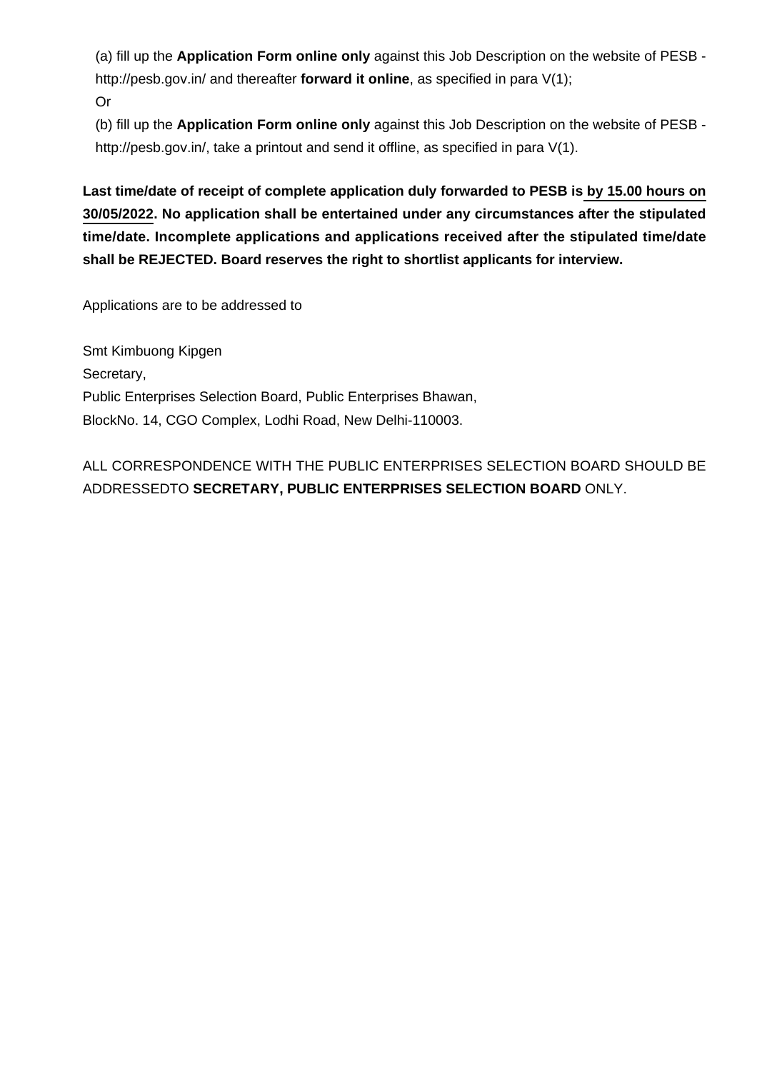(a) fill up the **Application Form online only** against this Job Description on the website of PESB - http://pesb.gov.in/ and thereafter **forward it online**, as specified in para V(1);

Or

(b) fill up the **Application Form online only** against this Job Description on the website of PESB - http://pesb.gov.in/, take a printout and send it offline, as specified in para V(1).

**Last time/date of receipt of complete application duly forwarded to PESB is by 15.00 hours on 30/05/2022. No application shall be entertained under any circumstances after the stipulated time/date. Incomplete applications and applications received after the stipulated time/date shall be REJECTED. Board reserves the right to shortlist applicants for interview.**

Applications are to be addressed to

Smt Kimbuong Kipgen
Secretary,
Public Enterprises Selection Board, Public Enterprises Bhawan,
BlockNo. 14, CGO Complex, Lodhi Road, New Delhi-110003.

ALL CORRESPONDENCE WITH THE PUBLIC ENTERPRISES SELECTION BOARD SHOULD BE ADDRESSEDTO **SECRETARY, PUBLIC ENTERPRISES SELECTION BOARD** ONLY.